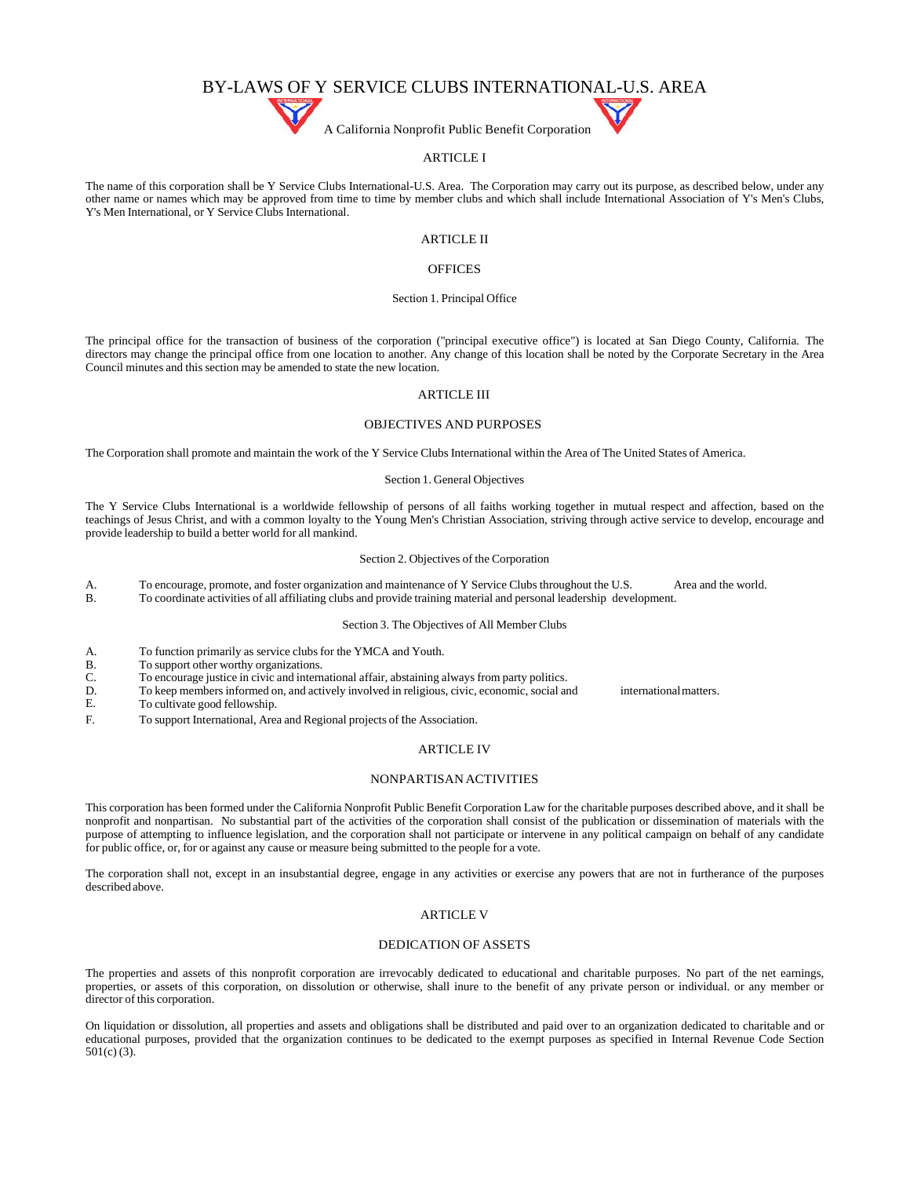# BY-LAWS OF Y SERVICE CLUBS INTERNATIONAL-U.S. AREA

A California Nonprofit Public Benefit Corporation

## ARTICLE I

The name of this corporation shall be Y Service Clubs International-U.S. Area. The Corporation may carry out its purpose, as described below, under any other name or names which may be approved from time to time by member clubs and which shall include International Association of Y's Men's Clubs, Y's Men International, or Y Service Clubs International.

## ARTICLE II

## OFFICES

### Section 1. Principal Office

The principal office for the transaction of business of the corporation ("principal executive office") is located at San Diego County, California. The directors may change the principal office from one location to another. Any change of this location shall be noted by the Corporate Secretary in the Area Council minutes and this section may be amended to state the new location.

## ARTICLE III

## OBJECTIVES AND PURPOSES

The Corporation shall promote and maintain the work of the Y Service Clubs International within the Area of The United States of America.

### Section 1. General Objectives

The Y Service Clubs International is a worldwide fellowship of persons of all faiths working together in mutual respect and affection, based on the teachings of Jesus Christ, and with a common loyalty to the Young Men's Christian Association, striving through active service to develop, encourage and provide leadership to build a better world for all mankind.

### Section 2. Objectives of the Corporation

A. To encourage, promote, and foster organization and maintenance of Y Service Clubs throughout the U.S. Area and the world.
B. To coordinate activities of all affiliating clubs and provide training material and personal leadership development.

### Section 3. The Objectives of All Member Clubs

A. To function primarily as service clubs for the YMCA and Youth.
B. To support other worthy organizations.
C. To encourage justice in civic and international affair, abstaining always from party politics.
D. To keep members informed on, and actively involved in religious, civic, economic, social and international matters.
E. To cultivate good fellowship.
F. To support International, Area and Regional projects of the Association.

## ARTICLE IV

## NONPARTISAN ACTIVITIES

This corporation has been formed under the California Nonprofit Public Benefit Corporation Law for the charitable purposes described above, and it shall be nonprofit and nonpartisan. No substantial part of the activities of the corporation shall consist of the publication or dissemination of materials with the purpose of attempting to influence legislation, and the corporation shall not participate or intervene in any political campaign on behalf of any candidate for public office, or, for or against any cause or measure being submitted to the people for a vote.

The corporation shall not, except in an insubstantial degree, engage in any activities or exercise any powers that are not in furtherance of the purposes described above.

## ARTICLE V

## DEDICATION OF ASSETS

The properties and assets of this nonprofit corporation are irrevocably dedicated to educational and charitable purposes. No part of the net earnings, properties, or assets of this corporation, on dissolution or otherwise, shall inure to the benefit of any private person or individual. or any member or director of this corporation.

On liquidation or dissolution, all properties and assets and obligations shall be distributed and paid over to an organization dedicated to charitable and or educational purposes, provided that the organization continues to be dedicated to the exempt purposes as specified in Internal Revenue Code Section 501(c) (3).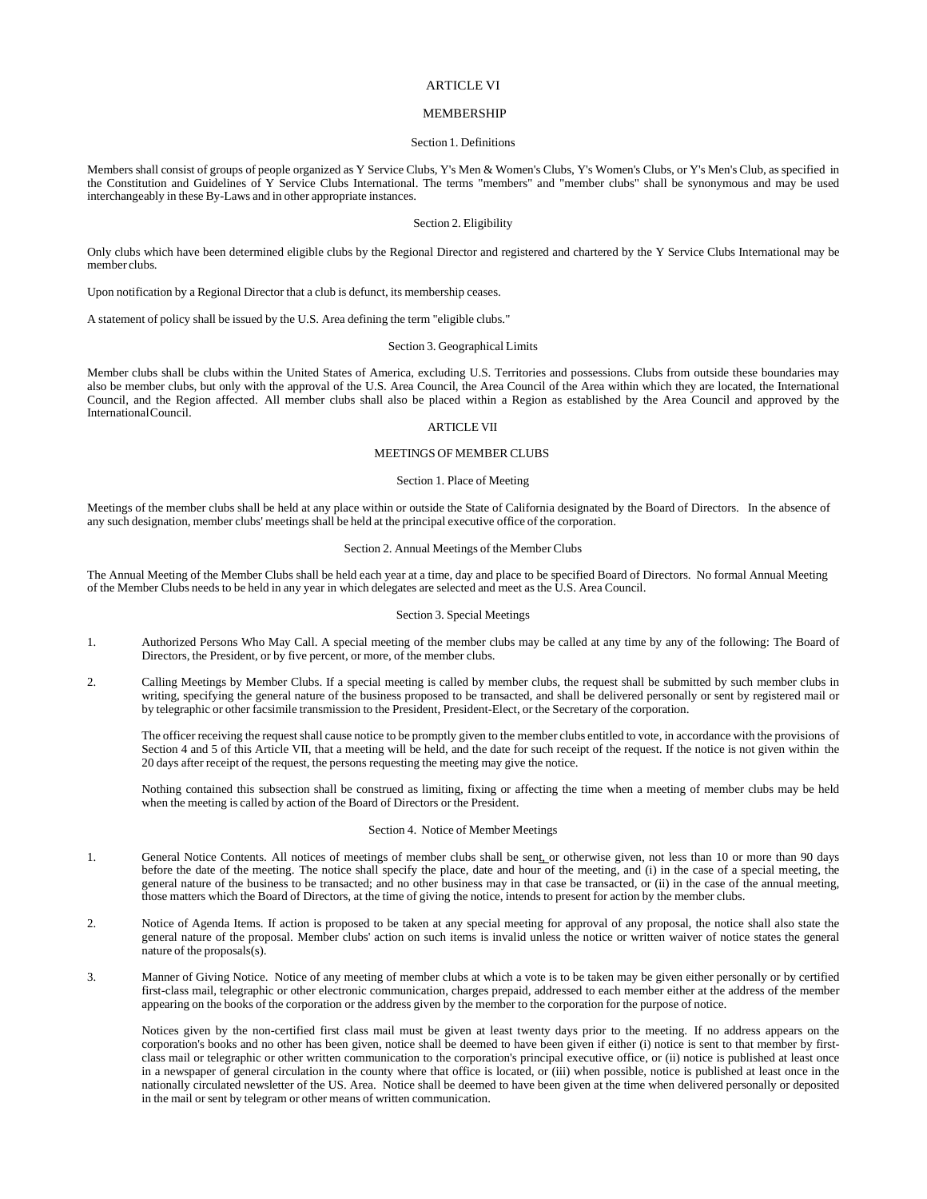# ARTICLE VI

## MEMBERSHIP

### Section 1. Definitions

Members shall consist of groups of people organized as Y Service Clubs, Y's Men & Women's Clubs, Y's Women's Clubs, or Y's Men's Club, as specified in the Constitution and Guidelines of Y Service Clubs International. The terms "members" and "member clubs" shall be synonymous and may be used interchangeably in these By-Laws and in other appropriate instances.

### Section 2. Eligibility

Only clubs which have been determined eligible clubs by the Regional Director and registered and chartered by the Y Service Clubs International may be member clubs.

Upon notification by a Regional Director that a club is defunct, its membership ceases.

A statement of policy shall be issued by the U.S. Area defining the term "eligible clubs."

### Section 3. Geographical Limits

Member clubs shall be clubs within the United States of America, excluding U.S. Territories and possessions. Clubs from outside these boundaries may also be member clubs, but only with the approval of the U.S. Area Council, the Area Council of the Area within which they are located, the International Council, and the Region affected. All member clubs shall also be placed within a Region as established by the Area Council and approved by the International Council.

# ARTICLE VII

## MEETINGS OF MEMBER CLUBS

### Section 1. Place of Meeting

Meetings of the member clubs shall be held at any place within or outside the State of California designated by the Board of Directors. In the absence of any such designation, member clubs' meetings shall be held at the principal executive office of the corporation.

### Section 2. Annual Meetings of the Member Clubs

The Annual Meeting of the Member Clubs shall be held each year at a time, day and place to be specified Board of Directors. No formal Annual Meeting of the Member Clubs needs to be held in any year in which delegates are selected and meet as the U.S. Area Council.

### Section 3. Special Meetings

1. Authorized Persons Who May Call. A special meeting of the member clubs may be called at any time by any of the following: The Board of Directors, the President, or by five percent, or more, of the member clubs.

2. Calling Meetings by Member Clubs. If a special meeting is called by member clubs, the request shall be submitted by such member clubs in writing, specifying the general nature of the business proposed to be transacted, and shall be delivered personally or sent by registered mail or by telegraphic or other facsimile transmission to the President, President-Elect, or the Secretary of the corporation.

   The officer receiving the request shall cause notice to be promptly given to the member clubs entitled to vote, in accordance with the provisions of Section 4 and 5 of this Article VII, that a meeting will be held, and the date for such receipt of the request. If the notice is not given within the 20 days after receipt of the request, the persons requesting the meeting may give the notice.

   Nothing contained this subsection shall be construed as limiting, fixing or affecting the time when a meeting of member clubs may be held when the meeting is called by action of the Board of Directors or the President.

### Section 4. Notice of Member Meetings

1. General Notice Contents. All notices of meetings of member clubs shall be sent, or otherwise given, not less than 10 or more than 90 days before the date of the meeting. The notice shall specify the place, date and hour of the meeting, and (i) in the case of a special meeting, the general nature of the business to be transacted; and no other business may in that case be transacted, or (ii) in the case of the annual meeting, those matters which the Board of Directors, at the time of giving the notice, intends to present for action by the member clubs.

2. Notice of Agenda Items. If action is proposed to be taken at any special meeting for approval of any proposal, the notice shall also state the general nature of the proposal. Member clubs' action on such items is invalid unless the notice or written waiver of notice states the general nature of the proposals(s).

3. Manner of Giving Notice. Notice of any meeting of member clubs at which a vote is to be taken may be given either personally or by certified first-class mail, telegraphic or other electronic communication, charges prepaid, addressed to each member either at the address of the member appearing on the books of the corporation or the address given by the member to the corporation for the purpose of notice.

   Notices given by the non-certified first class mail must be given at least twenty days prior to the meeting. If no address appears on the corporation's books and no other has been given, notice shall be deemed to have been given if either (i) notice is sent to that member by first-class mail or telegraphic or other written communication to the corporation's principal executive office, or (ii) notice is published at least once in a newspaper of general circulation in the county where that office is located, or (iii) when possible, notice is published at least once in the nationally circulated newsletter of the US. Area. Notice shall be deemed to have been given at the time when delivered personally or deposited in the mail or sent by telegram or other means of written communication.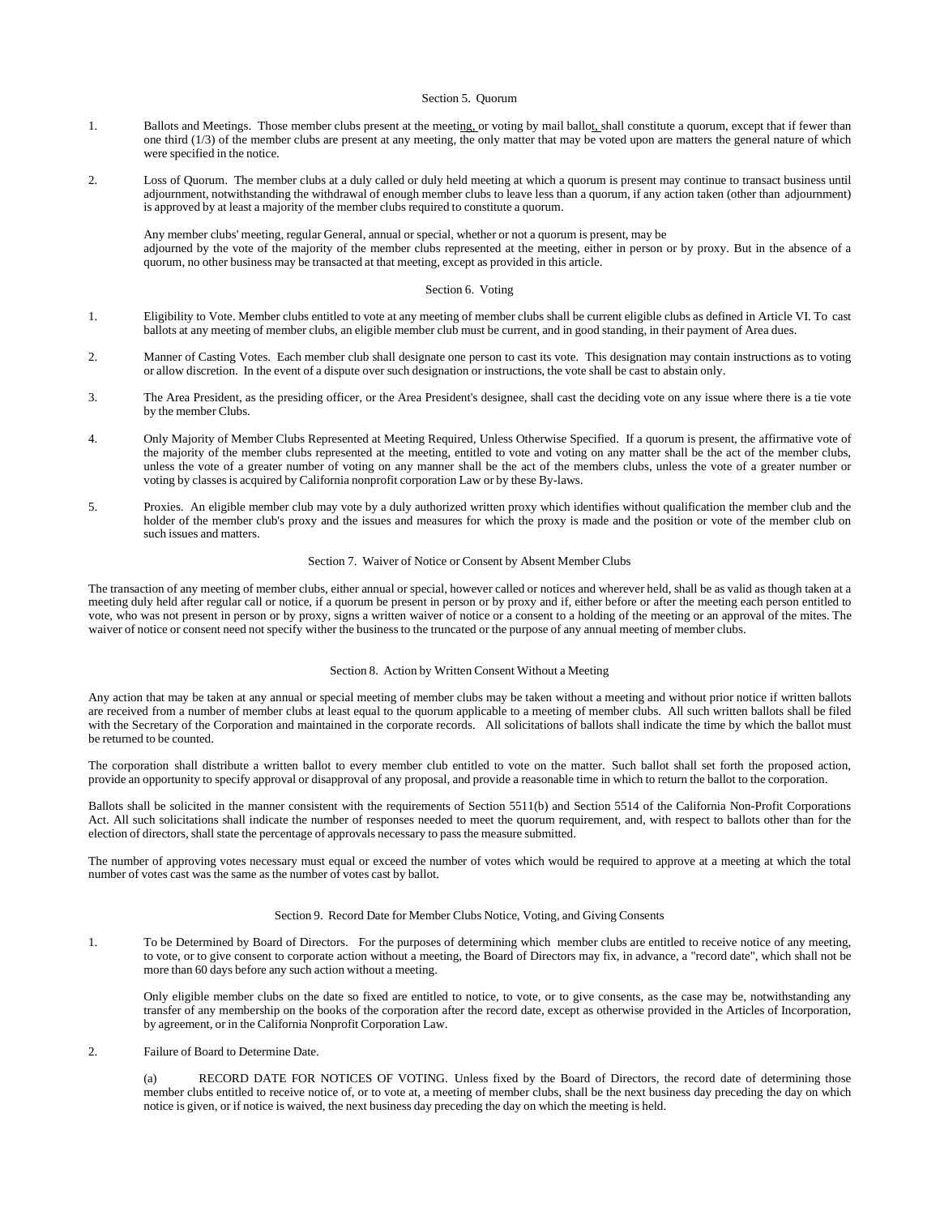### Section 5. Quorum

1. Ballots and Meetings. Those member clubs present at the meeting, or voting by mail ballot, shall constitute a quorum, except that if fewer than one third (1/3) of the member clubs are present at any meeting, the only matter that may be voted upon are matters the general nature of which were specified in the notice.

2. Loss of Quorum. The member clubs at a duly called or duly held meeting at which a quorum is present may continue to transact business until adjournment, notwithstanding the withdrawal of enough member clubs to leave less than a quorum, if any action taken (other than adjournment) is approved by at least a majority of the member clubs required to constitute a quorum.

   Any member clubs' meeting, regular General, annual or special, whether or not a quorum is present, may be adjourned by the vote of the majority of the member clubs represented at the meeting, either in person or by proxy. But in the absence of a quorum, no other business may be transacted at that meeting, except as provided in this article.

### Section 6. Voting

1. Eligibility to Vote. Member clubs entitled to vote at any meeting of member clubs shall be current eligible clubs as defined in Article VI. To cast ballots at any meeting of member clubs, an eligible member club must be current, and in good standing, in their payment of Area dues.

2. Manner of Casting Votes. Each member club shall designate one person to cast its vote. This designation may contain instructions as to voting or allow discretion. In the event of a dispute over such designation or instructions, the vote shall be cast to abstain only.

3. The Area President, as the presiding officer, or the Area President's designee, shall cast the deciding vote on any issue where there is a tie vote by the member Clubs.

4. Only Majority of Member Clubs Represented at Meeting Required, Unless Otherwise Specified. If a quorum is present, the affirmative vote of the majority of the member clubs represented at the meeting, entitled to vote and voting on any matter shall be the act of the member clubs, unless the vote of a greater number of voting on any manner shall be the act of the members clubs, unless the vote of a greater number or voting by classes is acquired by California nonprofit corporation Law or by these By-laws.

5. Proxies. An eligible member club may vote by a duly authorized written proxy which identifies without qualification the member club and the holder of the member club's proxy and the issues and measures for which the proxy is made and the position or vote of the member club on such issues and matters.

### Section 7. Waiver of Notice or Consent by Absent Member Clubs

The transaction of any meeting of member clubs, either annual or special, however called or notices and wherever held, shall be as valid as though taken at a meeting duly held after regular call or notice, if a quorum be present in person or by proxy and if, either before or after the meeting each person entitled to vote, who was not present in person or by proxy, signs a written waiver of notice or a consent to a holding of the meeting or an approval of the mites. The waiver of notice or consent need not specify wither the business to the truncated or the purpose of any annual meeting of member clubs.

### Section 8. Action by Written Consent Without a Meeting

Any action that may be taken at any annual or special meeting of member clubs may be taken without a meeting and without prior notice if written ballots are received from a number of member clubs at least equal to the quorum applicable to a meeting of member clubs. All such written ballots shall be filed with the Secretary of the Corporation and maintained in the corporate records. All solicitations of ballots shall indicate the time by which the ballot must be returned to be counted.

The corporation shall distribute a written ballot to every member club entitled to vote on the matter. Such ballot shall set forth the proposed action, provide an opportunity to specify approval or disapproval of any proposal, and provide a reasonable time in which to return the ballot to the corporation.

Ballots shall be solicited in the manner consistent with the requirements of Section 5511(b) and Section 5514 of the California Non-Profit Corporations Act. All such solicitations shall indicate the number of responses needed to meet the quorum requirement, and, with respect to ballots other than for the election of directors, shall state the percentage of approvals necessary to pass the measure submitted.

The number of approving votes necessary must equal or exceed the number of votes which would be required to approve at a meeting at which the total number of votes cast was the same as the number of votes cast by ballot.

### Section 9. Record Date for Member Clubs Notice, Voting, and Giving Consents

1. To be Determined by Board of Directors. For the purposes of determining which member clubs are entitled to receive notice of any meeting, to vote, or to give consent to corporate action without a meeting, the Board of Directors may fix, in advance, a "record date", which shall not be more than 60 days before any such action without a meeting.

   Only eligible member clubs on the date so fixed are entitled to notice, to vote, or to give consents, as the case may be, notwithstanding any transfer of any membership on the books of the corporation after the record date, except as otherwise provided in the Articles of Incorporation, by agreement, or in the California Nonprofit Corporation Law.

2. Failure of Board to Determine Date.

   (a) RECORD DATE FOR NOTICES OF VOTING. Unless fixed by the Board of Directors, the record date of determining those member clubs entitled to receive notice of, or to vote at, a meeting of member clubs, shall be the next business day preceding the day on which notice is given, or if notice is waived, the next business day preceding the day on which the meeting is held.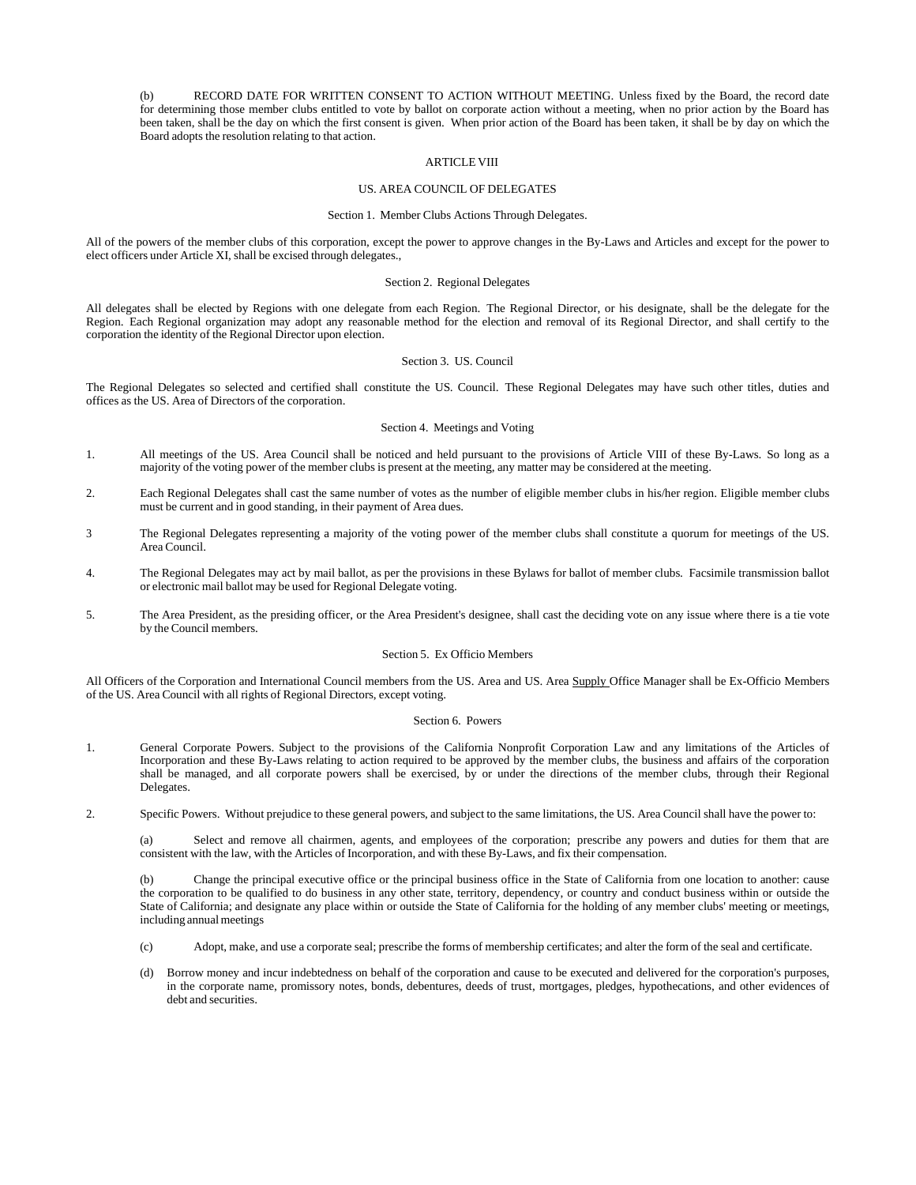(b) RECORD DATE FOR WRITTEN CONSENT TO ACTION WITHOUT MEETING. Unless fixed by the Board, the record date for determining those member clubs entitled to vote by ballot on corporate action without a meeting, when no prior action by the Board has been taken, shall be the day on which the first consent is given. When prior action of the Board has been taken, it shall be by day on which the Board adopts the resolution relating to that action.

## ARTICLE VIII

## US. AREA COUNCIL OF DELEGATES

### Section 1. Member Clubs Actions Through Delegates.

All of the powers of the member clubs of this corporation, except the power to approve changes in the By-Laws and Articles and except for the power to elect officers under Article XI, shall be excised through delegates.,

### Section 2. Regional Delegates

All delegates shall be elected by Regions with one delegate from each Region. The Regional Director, or his designate, shall be the delegate for the Region. Each Regional organization may adopt any reasonable method for the election and removal of its Regional Director, and shall certify to the corporation the identity of the Regional Director upon election.

### Section 3. US. Council

The Regional Delegates so selected and certified shall constitute the US. Council. These Regional Delegates may have such other titles, duties and offices as the US. Area of Directors of the corporation.

### Section 4. Meetings and Voting

1. All meetings of the US. Area Council shall be noticed and held pursuant to the provisions of Article VIII of these By-Laws. So long as a majority of the voting power of the member clubs is present at the meeting, any matter may be considered at the meeting.

2. Each Regional Delegates shall cast the same number of votes as the number of eligible member clubs in his/her region. Eligible member clubs must be current and in good standing, in their payment of Area dues.

3 The Regional Delegates representing a majority of the voting power of the member clubs shall constitute a quorum for meetings of the US. Area Council.

4. The Regional Delegates may act by mail ballot, as per the provisions in these Bylaws for ballot of member clubs. Facsimile transmission ballot or electronic mail ballot may be used for Regional Delegate voting.

5. The Area President, as the presiding officer, or the Area President's designee, shall cast the deciding vote on any issue where there is a tie vote by the Council members.

### Section 5. Ex Officio Members

All Officers of the Corporation and International Council members from the US. Area and US. Area Supply Office Manager shall be Ex-Officio Members of the US. Area Council with all rights of Regional Directors, except voting.

### Section 6. Powers

1. General Corporate Powers. Subject to the provisions of the California Nonprofit Corporation Law and any limitations of the Articles of Incorporation and these By-Laws relating to action required to be approved by the member clubs, the business and affairs of the corporation shall be managed, and all corporate powers shall be exercised, by or under the directions of the member clubs, through their Regional Delegates.

2. Specific Powers. Without prejudice to these general powers, and subject to the same limitations, the US. Area Council shall have the power to:

   (a) Select and remove all chairmen, agents, and employees of the corporation; prescribe any powers and duties for them that are consistent with the law, with the Articles of Incorporation, and with these By-Laws, and fix their compensation.

   (b) Change the principal executive office or the principal business office in the State of California from one location to another: cause the corporation to be qualified to do business in any other state, territory, dependency, or country and conduct business within or outside the State of California; and designate any place within or outside the State of California for the holding of any member clubs' meeting or meetings, including annual meetings

   (c) Adopt, make, and use a corporate seal; prescribe the forms of membership certificates; and alter the form of the seal and certificate.

   (d) Borrow money and incur indebtedness on behalf of the corporation and cause to be executed and delivered for the corporation's purposes, in the corporate name, promissory notes, bonds, debentures, deeds of trust, mortgages, pledges, hypothecations, and other evidences of debt and securities.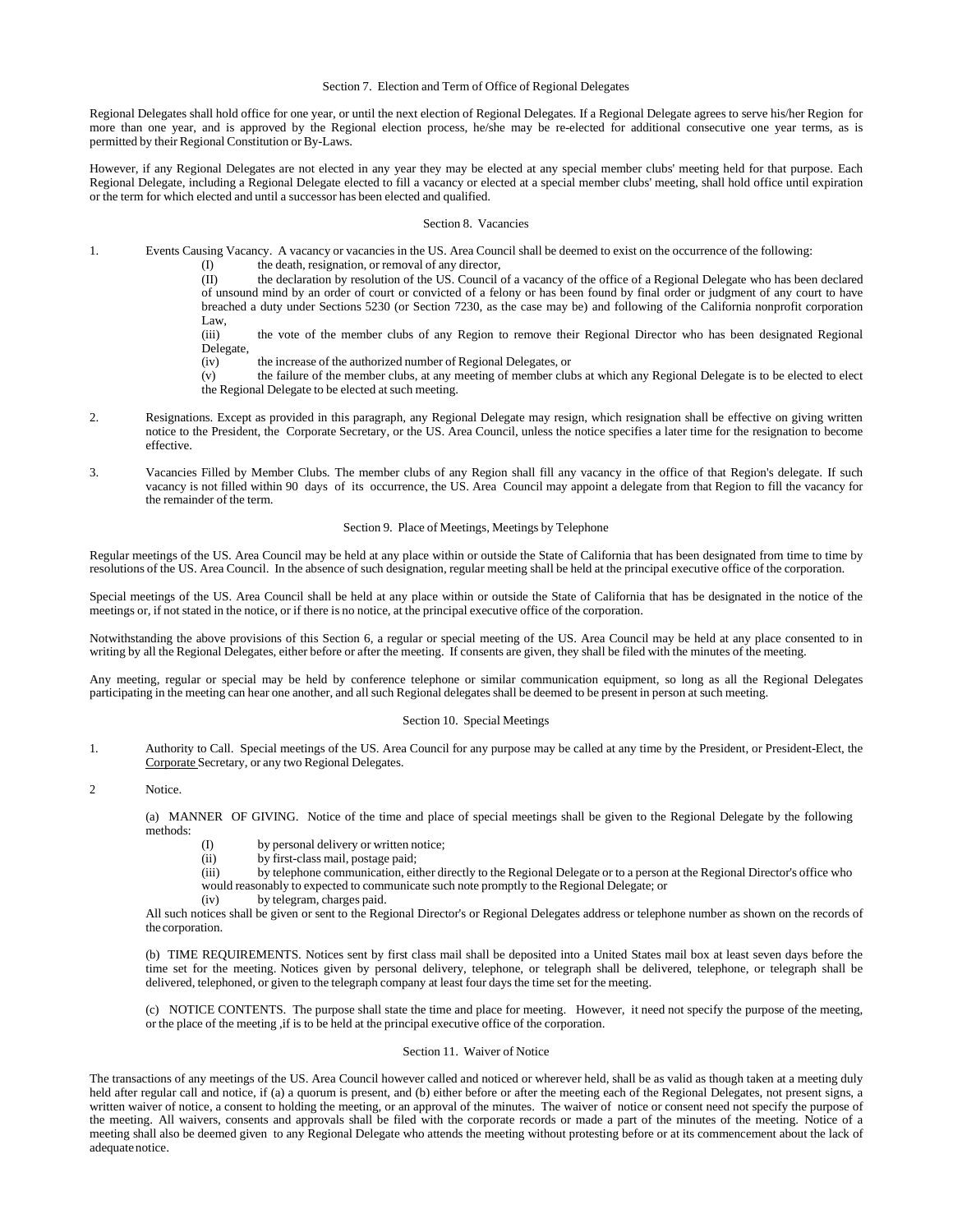## Section 7. Election and Term of Office of Regional Delegates

Regional Delegates shall hold office for one year, or until the next election of Regional Delegates. If a Regional Delegate agrees to serve his/her Region for more than one year, and is approved by the Regional election process, he/she may be re-elected for additional consecutive one year terms, as is permitted by their Regional Constitution or By-Laws.

However, if any Regional Delegates are not elected in any year they may be elected at any special member clubs' meeting held for that purpose. Each Regional Delegate, including a Regional Delegate elected to fill a vacancy or elected at a special member clubs' meeting, shall hold office until expiration or the term for which elected and until a successor has been elected and qualified.

## Section 8. Vacancies

1. Events Causing Vacancy. A vacancy or vacancies in the US. Area Council shall be deemed to exist on the occurrence of the following:
   - (I) the death, resignation, or removal of any director,
   - (II) the declaration by resolution of the US. Council of a vacancy of the office of a Regional Delegate who has been declared of unsound mind by an order of court or convicted of a felony or has been found by final order or judgment of any court to have breached a duty under Sections 5230 (or Section 7230, as the case may be) and following of the California nonprofit corporation Law,
   - (iii) the vote of the member clubs of any Region to remove their Regional Director who has been designated Regional Delegate,
   - (iv) the increase of the authorized number of Regional Delegates, or
   - (v) the failure of the member clubs, at any meeting of member clubs at which any Regional Delegate is to be elected to elect the Regional Delegate to be elected at such meeting.

2. Resignations. Except as provided in this paragraph, any Regional Delegate may resign, which resignation shall be effective on giving written notice to the President, the Corporate Secretary, or the US. Area Council, unless the notice specifies a later time for the resignation to become effective.

3. Vacancies Filled by Member Clubs. The member clubs of any Region shall fill any vacancy in the office of that Region's delegate. If such vacancy is not filled within 90 days of its occurrence, the US. Area Council may appoint a delegate from that Region to fill the vacancy for the remainder of the term.

## Section 9. Place of Meetings, Meetings by Telephone

Regular meetings of the US. Area Council may be held at any place within or outside the State of California that has been designated from time to time by resolutions of the US. Area Council. In the absence of such designation, regular meeting shall be held at the principal executive office of the corporation.

Special meetings of the US. Area Council shall be held at any place within or outside the State of California that has be designated in the notice of the meetings or, if not stated in the notice, or if there is no notice, at the principal executive office of the corporation.

Notwithstanding the above provisions of this Section 6, a regular or special meeting of the US. Area Council may be held at any place consented to in writing by all the Regional Delegates, either before or after the meeting. If consents are given, they shall be filed with the minutes of the meeting.

Any meeting, regular or special may be held by conference telephone or similar communication equipment, so long as all the Regional Delegates participating in the meeting can hear one another, and all such Regional delegates shall be deemed to be present in person at such meeting.

## Section 10. Special Meetings

1. Authority to Call. Special meetings of the US. Area Council for any purpose may be called at any time by the President, or President-Elect, the Corporate Secretary, or any two Regional Delegates.

2 Notice.

(a) MANNER OF GIVING. Notice of the time and place of special meetings shall be given to the Regional Delegate by the following methods:
- (I) by personal delivery or written notice;
- (ii) by first-class mail, postage paid;
- (iii) by telephone communication, either directly to the Regional Delegate or to a person at the Regional Director's office who would reasonably to expected to communicate such note promptly to the Regional Delegate; or
- (iv) by telegram, charges paid.

All such notices shall be given or sent to the Regional Director's or Regional Delegates address or telephone number as shown on the records of the corporation.

(b) TIME REQUIREMENTS. Notices sent by first class mail shall be deposited into a United States mail box at least seven days before the time set for the meeting. Notices given by personal delivery, telephone, or telegraph shall be delivered, telephone, or telegraph shall be delivered, telephoned, or given to the telegraph company at least four days the time set for the meeting.

(c) NOTICE CONTENTS. The purpose shall state the time and place for meeting. However, it need not specify the purpose of the meeting, or the place of the meeting ,if is to be held at the principal executive office of the corporation.

## Section 11. Waiver of Notice

The transactions of any meetings of the US. Area Council however called and noticed or wherever held, shall be as valid as though taken at a meeting duly held after regular call and notice, if (a) a quorum is present, and (b) either before or after the meeting each of the Regional Delegates, not present signs, a written waiver of notice, a consent to holding the meeting, or an approval of the minutes. The waiver of notice or consent need not specify the purpose of the meeting. All waivers, consents and approvals shall be filed with the corporate records or made a part of the minutes of the meeting. Notice of a meeting shall also be deemed given to any Regional Delegate who attends the meeting without protesting before or at its commencement about the lack of adequate notice.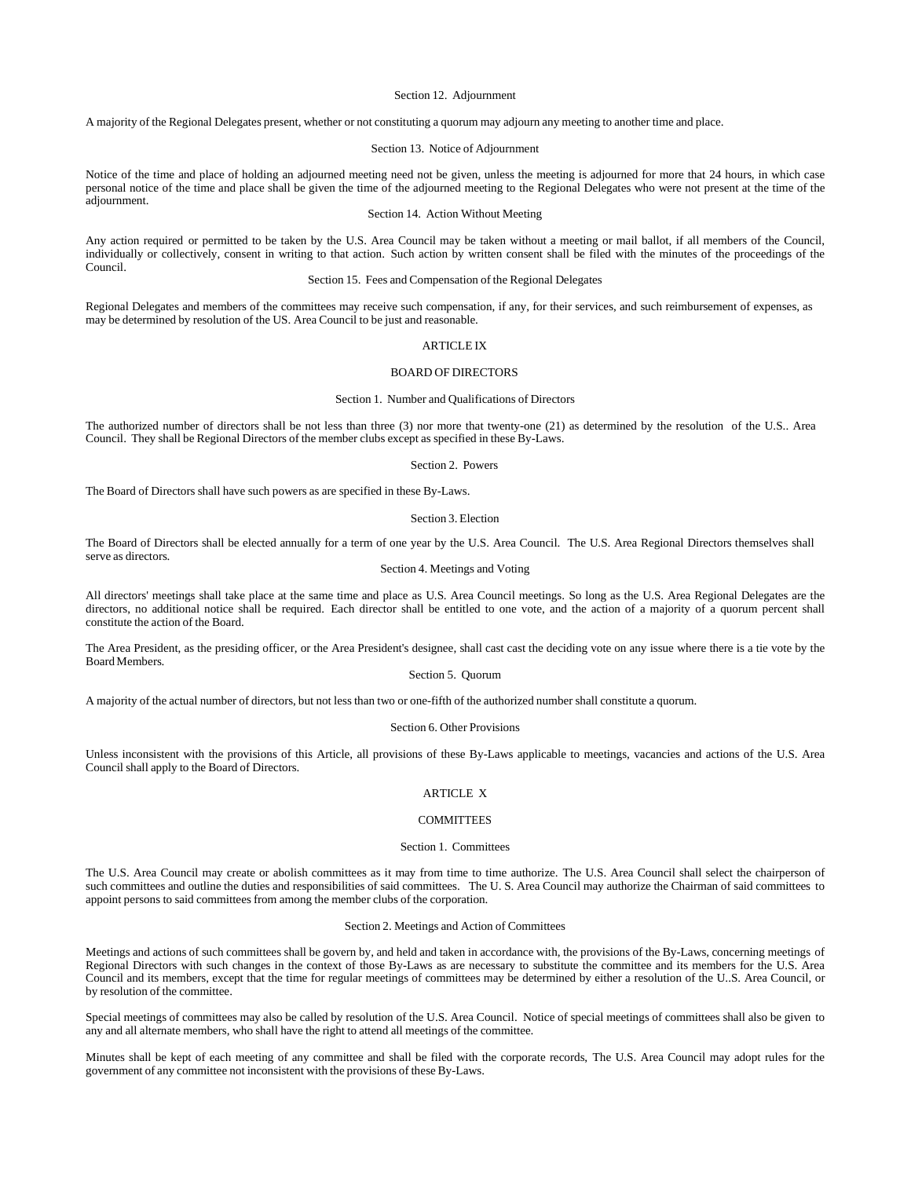### Section 12. Adjournment

A majority of the Regional Delegates present, whether or not constituting a quorum may adjourn any meeting to another time and place.

### Section 13. Notice of Adjournment

Notice of the time and place of holding an adjourned meeting need not be given, unless the meeting is adjourned for more that 24 hours, in which case personal notice of the time and place shall be given the time of the adjourned meeting to the Regional Delegates who were not present at the time of the adjournment.

### Section 14. Action Without Meeting

Any action required or permitted to be taken by the U.S. Area Council may be taken without a meeting or mail ballot, if all members of the Council, individually or collectively, consent in writing to that action. Such action by written consent shall be filed with the minutes of the proceedings of the Council.

### Section 15. Fees and Compensation of the Regional Delegates

Regional Delegates and members of the committees may receive such compensation, if any, for their services, and such reimbursement of expenses, as may be determined by resolution of the US. Area Council to be just and reasonable.

## ARTICLE IX

## BOARD OF DIRECTORS

### Section 1. Number and Qualifications of Directors

The authorized number of directors shall be not less than three (3) nor more that twenty-one (21) as determined by the resolution of the U.S.. Area Council. They shall be Regional Directors of the member clubs except as specified in these By-Laws.

### Section 2. Powers

The Board of Directors shall have such powers as are specified in these By-Laws.

### Section 3. Election

The Board of Directors shall be elected annually for a term of one year by the U.S. Area Council. The U.S. Area Regional Directors themselves shall serve as directors.

### Section 4. Meetings and Voting

All directors' meetings shall take place at the same time and place as U.S. Area Council meetings. So long as the U.S. Area Regional Delegates are the directors, no additional notice shall be required. Each director shall be entitled to one vote, and the action of a majority of a quorum percent shall constitute the action of the Board.

The Area President, as the presiding officer, or the Area President's designee, shall cast cast the deciding vote on any issue where there is a tie vote by the Board Members.

### Section 5. Quorum

A majority of the actual number of directors, but not less than two or one-fifth of the authorized number shall constitute a quorum.

### Section 6. Other Provisions

Unless inconsistent with the provisions of this Article, all provisions of these By-Laws applicable to meetings, vacancies and actions of the U.S. Area Council shall apply to the Board of Directors.

## ARTICLE X

## COMMITTEES

### Section 1. Committees

The U.S. Area Council may create or abolish committees as it may from time to time authorize. The U.S. Area Council shall select the chairperson of such committees and outline the duties and responsibilities of said committees. The U. S. Area Council may authorize the Chairman of said committees to appoint persons to said committees from among the member clubs of the corporation.

### Section 2. Meetings and Action of Committees

Meetings and actions of such committees shall be govern by, and held and taken in accordance with, the provisions of the By-Laws, concerning meetings of Regional Directors with such changes in the context of those By-Laws as are necessary to substitute the committee and its members for the U.S. Area Council and its members, except that the time for regular meetings of committees may be determined by either a resolution of the U..S. Area Council, or by resolution of the committee.

Special meetings of committees may also be called by resolution of the U.S. Area Council. Notice of special meetings of committees shall also be given to any and all alternate members, who shall have the right to attend all meetings of the committee.

Minutes shall be kept of each meeting of any committee and shall be filed with the corporate records, The U.S. Area Council may adopt rules for the government of any committee not inconsistent with the provisions of these By-Laws.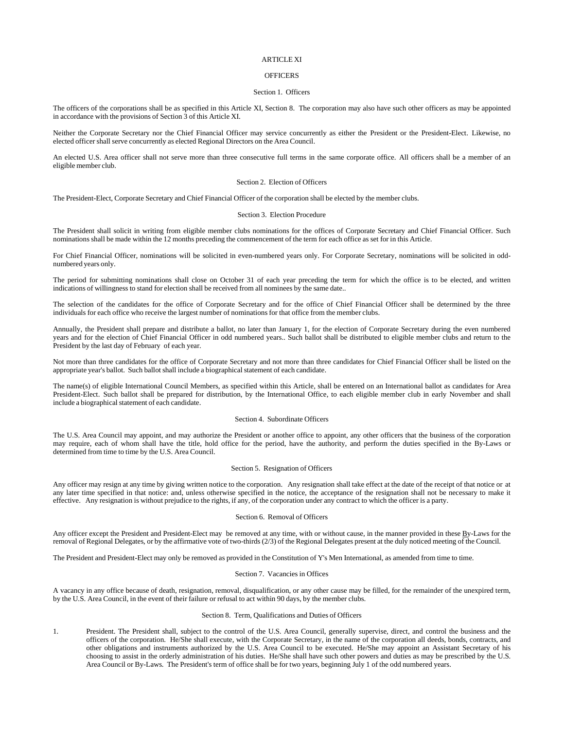# ARTICLE XI

## OFFICERS

### Section 1. Officers

The officers of the corporations shall be as specified in this Article XI, Section 8. The corporation may also have such other officers as may be appointed in accordance with the provisions of Section 3 of this Article XI.

Neither the Corporate Secretary nor the Chief Financial Officer may service concurrently as either the President or the President-Elect. Likewise, no elected officer shall serve concurrently as elected Regional Directors on the Area Council.

An elected U.S. Area officer shall not serve more than three consecutive full terms in the same corporate office. All officers shall be a member of an eligible member club.

### Section 2. Election of Officers

The President-Elect, Corporate Secretary and Chief Financial Officer of the corporation shall be elected by the member clubs.

### Section 3. Election Procedure

The President shall solicit in writing from eligible member clubs nominations for the offices of Corporate Secretary and Chief Financial Officer. Such nominations shall be made within the 12 months preceding the commencement of the term for each office as set for in this Article.

For Chief Financial Officer, nominations will be solicited in even-numbered years only. For Corporate Secretary, nominations will be solicited in odd-numbered years only.

The period for submitting nominations shall close on October 31 of each year preceding the term for which the office is to be elected, and written indications of willingness to stand for election shall be received from all nominees by the same date..

The selection of the candidates for the office of Corporate Secretary and for the office of Chief Financial Officer shall be determined by the three individuals for each office who receive the largest number of nominations for that office from the member clubs.

Annually, the President shall prepare and distribute a ballot, no later than January 1, for the election of Corporate Secretary during the even numbered years and for the election of Chief Financial Officer in odd numbered years.. Such ballot shall be distributed to eligible member clubs and return to the President by the last day of February of each year.

Not more than three candidates for the office of Corporate Secretary and not more than three candidates for Chief Financial Officer shall be listed on the appropriate year's ballot. Such ballot shall include a biographical statement of each candidate.

The name(s) of eligible International Council Members, as specified within this Article, shall be entered on an International ballot as candidates for Area President-Elect. Such ballot shall be prepared for distribution, by the International Office, to each eligible member club in early November and shall include a biographical statement of each candidate.

### Section 4. Subordinate Officers

The U.S. Area Council may appoint, and may authorize the President or another office to appoint, any other officers that the business of the corporation may require, each of whom shall have the title, hold office for the period, have the authority, and perform the duties specified in the By-Laws or determined from time to time by the U.S. Area Council.

### Section 5. Resignation of Officers

Any officer may resign at any time by giving written notice to the corporation. Any resignation shall take effect at the date of the receipt of that notice or at any later time specified in that notice: and, unless otherwise specified in the notice, the acceptance of the resignation shall not be necessary to make it effective. Any resignation is without prejudice to the rights, if any, of the corporation under any contract to which the officer is a party.

### Section 6. Removal of Officers

Any officer except the President and President-Elect may be removed at any time, with or without cause, in the manner provided in these By-Laws for the removal of Regional Delegates, or by the affirmative vote of two-thirds (2/3) of the Regional Delegates present at the duly noticed meeting of the Council.

The President and President-Elect may only be removed as provided in the Constitution of Y's Men International, as amended from time to time.

### Section 7. Vacancies in Offices

A vacancy in any office because of death, resignation, removal, disqualification, or any other cause may be filled, for the remainder of the unexpired term, by the U.S. Area Council, in the event of their failure or refusal to act within 90 days, by the member clubs.

### Section 8. Term, Qualifications and Duties of Officers

1. President. The President shall, subject to the control of the U.S. Area Council, generally supervise, direct, and control the business and the officers of the corporation. He/She shall execute, with the Corporate Secretary, in the name of the corporation all deeds, bonds, contracts, and other obligations and instruments authorized by the U.S. Area Council to be executed. He/She may appoint an Assistant Secretary of his choosing to assist in the orderly administration of his duties. He/She shall have such other powers and duties as may be prescribed by the U.S. Area Council or By-Laws. The President's term of office shall be for two years, beginning July 1 of the odd numbered years.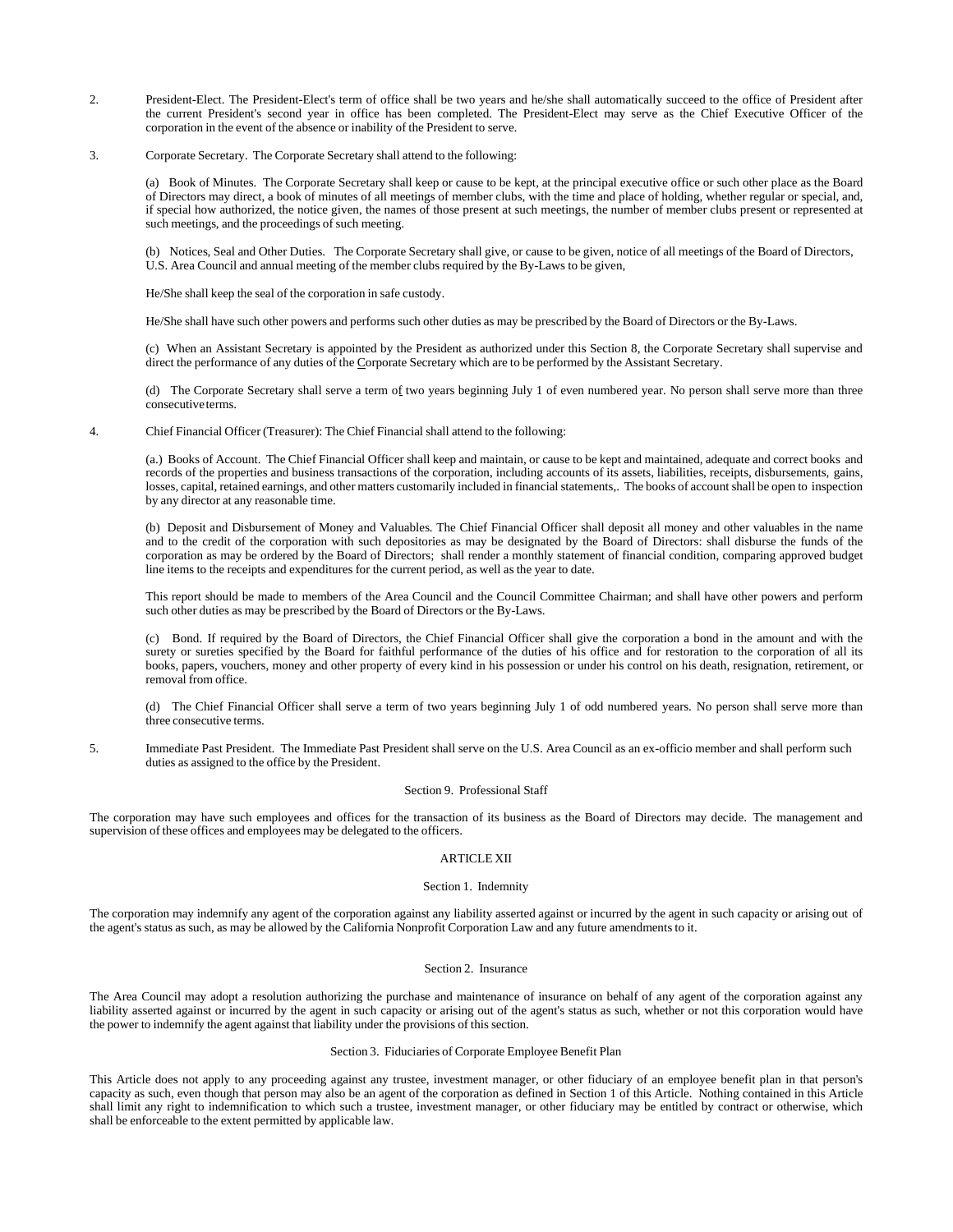2. President-Elect. The President-Elect's term of office shall be two years and he/she shall automatically succeed to the office of President after the current President's second year in office has been completed. The President-Elect may serve as the Chief Executive Officer of the corporation in the event of the absence or inability of the President to serve.

3. Corporate Secretary. The Corporate Secretary shall attend to the following:

   (a) Book of Minutes. The Corporate Secretary shall keep or cause to be kept, at the principal executive office or such other place as the Board of Directors may direct, a book of minutes of all meetings of member clubs, with the time and place of holding, whether regular or special, and, if special how authorized, the notice given, the names of those present at such meetings, the number of member clubs present or represented at such meetings, and the proceedings of such meeting.

   (b) Notices, Seal and Other Duties. The Corporate Secretary shall give, or cause to be given, notice of all meetings of the Board of Directors, U.S. Area Council and annual meeting of the member clubs required by the By-Laws to be given,

   He/She shall keep the seal of the corporation in safe custody.

   He/She shall have such other powers and performs such other duties as may be prescribed by the Board of Directors or the By-Laws.

   (c) When an Assistant Secretary is appointed by the President as authorized under this Section 8, the Corporate Secretary shall supervise and direct the performance of any duties of the Corporate Secretary which are to be performed by the Assistant Secretary.

   (d) The Corporate Secretary shall serve a term of two years beginning July 1 of even numbered year. No person shall serve more than three consecutive terms.

4. Chief Financial Officer (Treasurer): The Chief Financial shall attend to the following:

   (a.) Books of Account. The Chief Financial Officer shall keep and maintain, or cause to be kept and maintained, adequate and correct books and records of the properties and business transactions of the corporation, including accounts of its assets, liabilities, receipts, disbursements, gains, losses, capital, retained earnings, and other matters customarily included in financial statements,. The books of account shall be open to inspection by any director at any reasonable time.

   (b) Deposit and Disbursement of Money and Valuables. The Chief Financial Officer shall deposit all money and other valuables in the name and to the credit of the corporation with such depositories as may be designated by the Board of Directors: shall disburse the funds of the corporation as may be ordered by the Board of Directors; shall render a monthly statement of financial condition, comparing approved budget line items to the receipts and expenditures for the current period, as well as the year to date.

   This report should be made to members of the Area Council and the Council Committee Chairman; and shall have other powers and perform such other duties as may be prescribed by the Board of Directors or the By-Laws.

   (c) Bond. If required by the Board of Directors, the Chief Financial Officer shall give the corporation a bond in the amount and with the surety or sureties specified by the Board for faithful performance of the duties of his office and for restoration to the corporation of all its books, papers, vouchers, money and other property of every kind in his possession or under his control on his death, resignation, retirement, or removal from office.

   (d) The Chief Financial Officer shall serve a term of two years beginning July 1 of odd numbered years. No person shall serve more than three consecutive terms.

5. Immediate Past President. The Immediate Past President shall serve on the U.S. Area Council as an ex-officio member and shall perform such duties as assigned to the office by the President.

### Section 9. Professional Staff

The corporation may have such employees and offices for the transaction of its business as the Board of Directors may decide. The management and supervision of these offices and employees may be delegated to the officers.

## ARTICLE XII

### Section 1. Indemnity

The corporation may indemnify any agent of the corporation against any liability asserted against or incurred by the agent in such capacity or arising out of the agent's status as such, as may be allowed by the California Nonprofit Corporation Law and any future amendments to it.

### Section 2. Insurance

The Area Council may adopt a resolution authorizing the purchase and maintenance of insurance on behalf of any agent of the corporation against any liability asserted against or incurred by the agent in such capacity or arising out of the agent's status as such, whether or not this corporation would have the power to indemnify the agent against that liability under the provisions of this section.

### Section 3. Fiduciaries of Corporate Employee Benefit Plan

This Article does not apply to any proceeding against any trustee, investment manager, or other fiduciary of an employee benefit plan in that person's capacity as such, even though that person may also be an agent of the corporation as defined in Section 1 of this Article. Nothing contained in this Article shall limit any right to indemnification to which such a trustee, investment manager, or other fiduciary may be entitled by contract or otherwise, which shall be enforceable to the extent permitted by applicable law.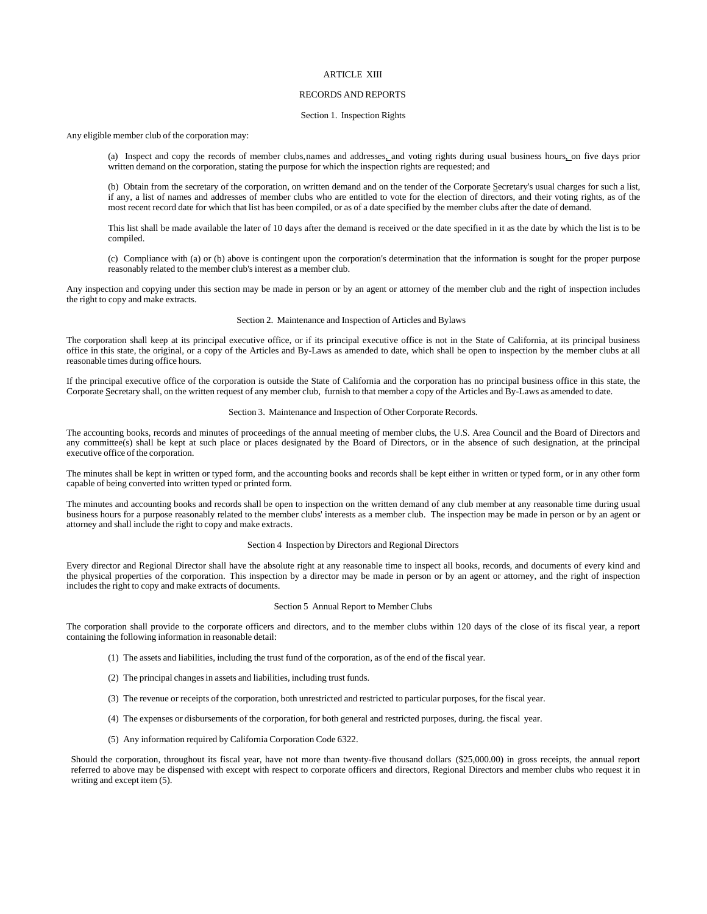# ARTICLE XIII

## RECORDS AND REPORTS

### Section 1. Inspection Rights

Any eligible member club of the corporation may:

(a) Inspect and copy the records of member clubs, names and addresses, and voting rights during usual business hours, on five days prior written demand on the corporation, stating the purpose for which the inspection rights are requested; and

(b) Obtain from the secretary of the corporation, on written demand and on the tender of the Corporate Secretary's usual charges for such a list, if any, a list of names and addresses of member clubs who are entitled to vote for the election of directors, and their voting rights, as of the most recent record date for which that list has been compiled, or as of a date specified by the member clubs after the date of demand.

This list shall be made available the later of 10 days after the demand is received or the date specified in it as the date by which the list is to be compiled.

(c) Compliance with (a) or (b) above is contingent upon the corporation's determination that the information is sought for the proper purpose reasonably related to the member club's interest as a member club.

Any inspection and copying under this section may be made in person or by an agent or attorney of the member club and the right of inspection includes the right to copy and make extracts.

### Section 2. Maintenance and Inspection of Articles and Bylaws

The corporation shall keep at its principal executive office, or if its principal executive office is not in the State of California, at its principal business office in this state, the original, or a copy of the Articles and By-Laws as amended to date, which shall be open to inspection by the member clubs at all reasonable times during office hours.

If the principal executive office of the corporation is outside the State of California and the corporation has no principal business office in this state, the Corporate Secretary shall, on the written request of any member club, furnish to that member a copy of the Articles and By-Laws as amended to date.

### Section 3. Maintenance and Inspection of Other Corporate Records.

The accounting books, records and minutes of proceedings of the annual meeting of member clubs, the U.S. Area Council and the Board of Directors and any committee(s) shall be kept at such place or places designated by the Board of Directors, or in the absence of such designation, at the principal executive office of the corporation.

The minutes shall be kept in written or typed form, and the accounting books and records shall be kept either in written or typed form, or in any other form capable of being converted into written typed or printed form.

The minutes and accounting books and records shall be open to inspection on the written demand of any club member at any reasonable time during usual business hours for a purpose reasonably related to the member clubs' interests as a member club. The inspection may be made in person or by an agent or attorney and shall include the right to copy and make extracts.

### Section 4 Inspection by Directors and Regional Directors

Every director and Regional Director shall have the absolute right at any reasonable time to inspect all books, records, and documents of every kind and the physical properties of the corporation. This inspection by a director may be made in person or by an agent or attorney, and the right of inspection includes the right to copy and make extracts of documents.

### Section 5 Annual Report to Member Clubs

The corporation shall provide to the corporate officers and directors, and to the member clubs within 120 days of the close of its fiscal year, a report containing the following information in reasonable detail:

(1) The assets and liabilities, including the trust fund of the corporation, as of the end of the fiscal year.

(2) The principal changes in assets and liabilities, including trust funds.

(3) The revenue or receipts of the corporation, both unrestricted and restricted to particular purposes, for the fiscal year.

(4) The expenses or disbursements of the corporation, for both general and restricted purposes, during. the fiscal year.

(5) Any information required by California Corporation Code 6322.

Should the corporation, throughout its fiscal year, have not more than twenty-five thousand dollars ($25,000.00) in gross receipts, the annual report referred to above may be dispensed with except with respect to corporate officers and directors, Regional Directors and member clubs who request it in writing and except item (5).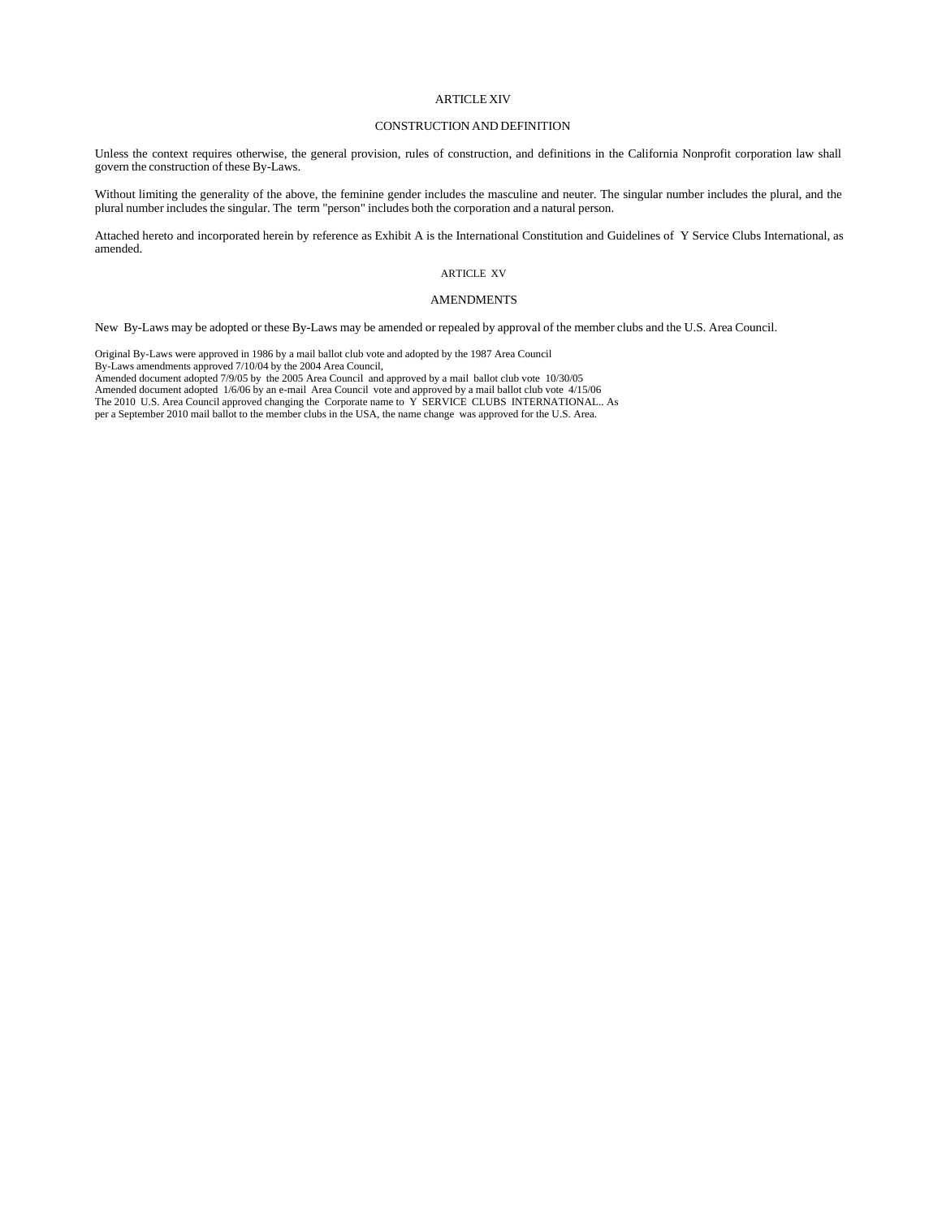## ARTICLE XIV

## CONSTRUCTION AND DEFINITION

Unless the context requires otherwise, the general provision, rules of construction, and definitions in the California Nonprofit corporation law shall govern the construction of these By-Laws.

Without limiting the generality of the above, the feminine gender includes the masculine and neuter. The singular number includes the plural, and the plural number includes the singular. The term "person" includes both the corporation and a natural person.

Attached hereto and incorporated herein by reference as Exhibit A is the International Constitution and Guidelines of Y Service Clubs International, as amended.

## ARTICLE XV

## AMENDMENTS

New By-Laws may be adopted or these By-Laws may be amended or repealed by approval of the member clubs and the U.S. Area Council.

Original By-Laws were approved in 1986 by a mail ballot club vote and adopted by the 1987 Area Council
By-Laws amendments approved 7/10/04 by the 2004 Area Council,
Amended document adopted 7/9/05 by the 2005 Area Council and approved by a mail ballot club vote 10/30/05
Amended document adopted 1/6/06 by an e-mail Area Council vote and approved by a mail ballot club vote 4/15/06
The 2010 U.S. Area Council approved changing the Corporate name to Y SERVICE CLUBS INTERNATIONAL.. As per a September 2010 mail ballot to the member clubs in the USA, the name change was approved for the U.S. Area.